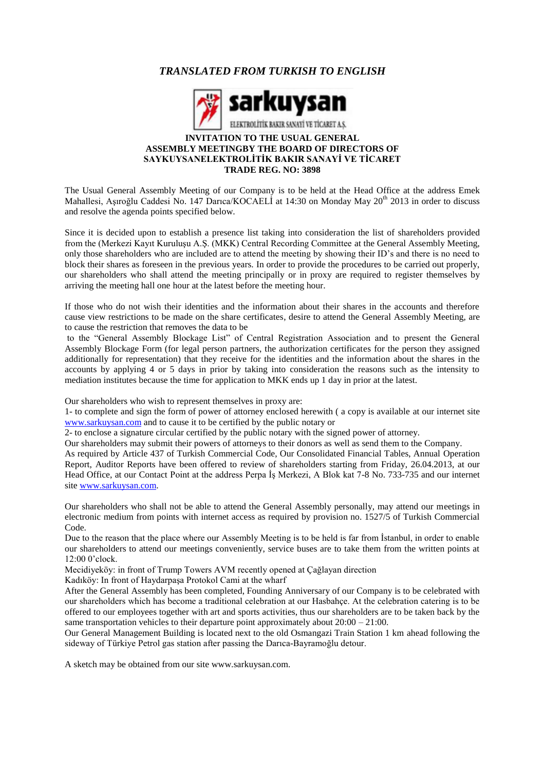*TRANSLATED FROM TURKISH TO ENGLISH*

sarkuysan

ELEKTROLİTİK BAKIR SANAYİ VE TİCARET A.Ş.

**INVITATION TO THE USUAL GENERAL ASSEMBLY MEETINGBY THE BOARD OF DIRECTORS OF SAYKUYSANELEKTROLİTİK BAKIR SANAYİ VE TİCARET TRADE REG. NO: 3898**

The Usual General Assembly Meeting of our Company is to be held at the Head Office at the address Emek Mahallesi, Aşıroğlu Caddesi No. 147 Darıca/KOCAELİ at 14:30 on Monday May 20th 2013 in order to discuss and resolve the agenda points specified below.

Since it is decided upon to establish a presence list taking into consideration the list of shareholders provided from the (Merkezi Kayıt Kuruluşu A.Ş. (MKK) Central Recording Committee at the General Assembly Meeting, only those shareholders who are included are to attend the meeting by showing their ID's and there is no need to block their shares as foreseen in the previous years. In order to provide the procedures to be carried out properly, our shareholders who shall attend the meeting principally or in proxy are required to register themselves by arriving the meeting hall one hour at the latest before the meeting hour.

If those who do not wish their identities and the information about their shares in the accounts and therefore cause view restrictions to be made on the share certificates, desire to attend the General Assembly Meeting, are to cause the restriction that removes the data to be

to the "General Assembly Blockage List" of Central Registration Association and to present the General Assembly Blockage Form (for legal person partners, the authorization certificates for the person they assigned additionally for representation) that they receive for the identities and the information about the shares in the accounts by applying 4 or 5 days in prior by taking into consideration the reasons such as the intensity to mediation institutes because the time for application to MKK ends up 1 day in prior at the latest.

Our shareholders who wish to represent themselves in proxy are:

1- to complete and sign the form of power of attorney enclosed herewith ( a copy is available at our internet site www.sarkuysan.com and to cause it to be certified by the public notary or

2- to enclose a signature circular certified by the public notary with the signed power of attorney.

Our shareholders may submit their powers of attorneys to their donors as well as send them to the Company.

As required by Article 437 of Turkish Commercial Code, Our Consolidated Financial Tables, Annual Operation Report, Auditor Reports have been offered to review of shareholders starting from Friday, 26.04.2013, at our Head Office, at our Contact Point at the address Perpa İş Merkezi, A Blok kat 7-8 No. 733-735 and our internet site www.sarkuysan.com.

Our shareholders who shall not be able to attend the General Assembly personally, may attend our meetings in electronic medium from points with internet access as required by provision no. 1527/5 of Turkish Commercial Code.

Due to the reason that the place where our Assembly Meeting is to be held is far from İstanbul, in order to enable our shareholders to attend our meetings conveniently, service buses are to take them from the written points at 12:00 0'clock.

Mecidiyeköy: in front of Trump Towers AVM recently opened at Çağlayan direction

Kadıköy: In front of Haydarpaşa Protokol Cami at the wharf

After the General Assembly has been completed, Founding Anniversary of our Company is to be celebrated with our shareholders which has become a traditional celebration at our Hasbahçe. At the celebration catering is to be offered to our employees together with art and sports activities, thus our shareholders are to be taken back by the same transportation vehicles to their departure point approximately about 20:00 – 21:00.

Our General Management Building is located next to the old Osmangazi Train Station 1 km ahead following the sideway of Türkiye Petrol gas station after passing the Darıca-Bayramoğlu detour.

A sketch may be obtained from our site www.sarkuysan.com.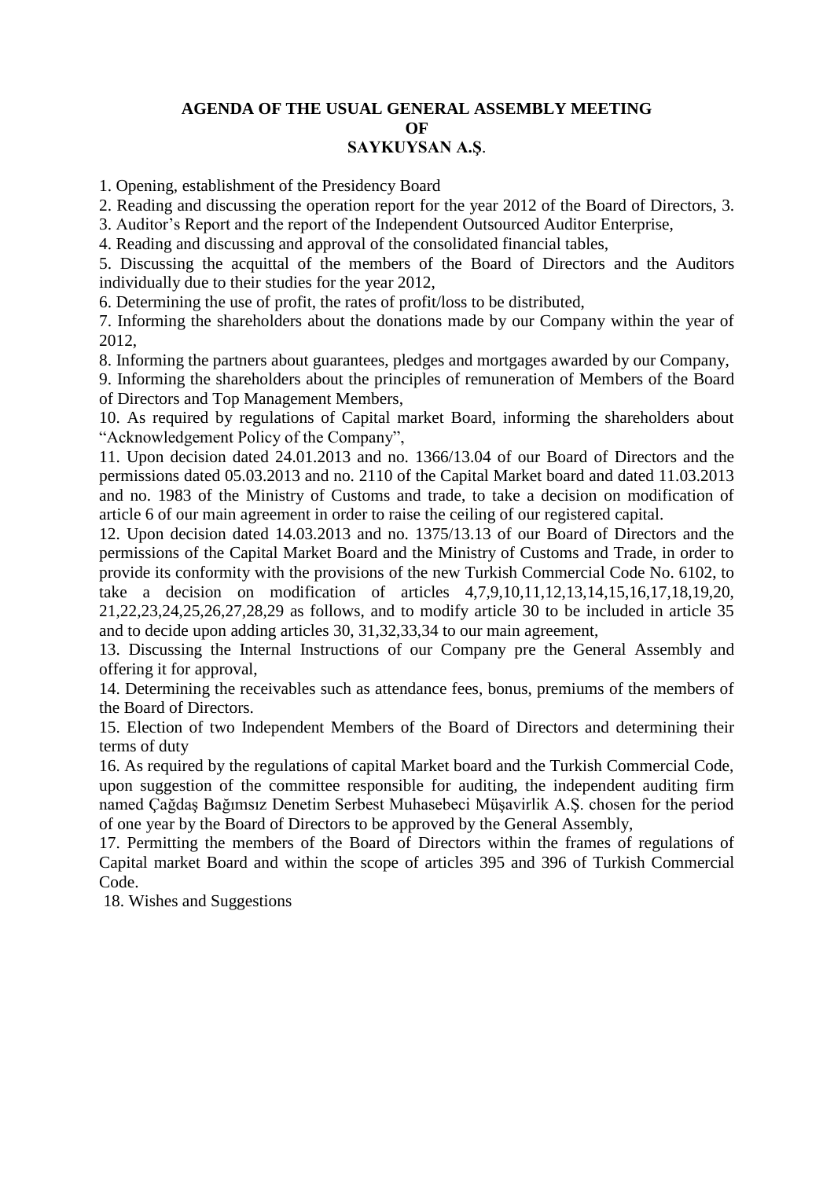**AGENDA OF THE USUAL GENERAL ASSEMBLY MEETING OF SAYKUYSAN A.Ş.**

1. Opening, establishment of the Presidency Board
2. Reading and discussing the operation report for the year 2012 of the Board of Directors, 3.
3. Auditor's Report and the report of the Independent Outsourced Auditor Enterprise,
4. Reading and discussing and approval of the consolidated financial tables,
5. Discussing the acquittal of the members of the Board of Directors and the Auditors individually due to their studies for the year 2012,
6. Determining the use of profit, the rates of profit/loss to be distributed,
7. Informing the shareholders about the donations made by our Company within the year of 2012,
8. Informing the partners about guarantees, pledges and mortgages awarded by our Company,
9. Informing the shareholders about the principles of remuneration of Members of the Board of Directors and Top Management Members,
10. As required by regulations of Capital market Board, informing the shareholders about "Acknowledgement Policy of the Company",
11. Upon decision dated 24.01.2013 and no. 1366/13.04 of our Board of Directors and the permissions dated 05.03.2013 and no. 2110 of the Capital Market board and dated 11.03.2013 and no. 1983 of the Ministry of Customs and trade, to take a decision on modification of article 6 of our main agreement in order to raise the ceiling of our registered capital.
12. Upon decision dated 14.03.2013 and no. 1375/13.13 of our Board of Directors and the permissions of the Capital Market Board and the Ministry of Customs and Trade, in order to provide its conformity with the provisions of the new Turkish Commercial Code No. 6102, to take a decision on modification of articles 4,7,9,10,11,12,13,14,15,16,17,18,19,20, 21,22,23,24,25,26,27,28,29 as follows, and to modify article 30 to be included in article 35 and to decide upon adding articles 30, 31,32,33,34 to our main agreement,
13. Discussing the Internal Instructions of our Company pre the General Assembly and offering it for approval,
14. Determining the receivables such as attendance fees, bonus, premiums of the members of the Board of Directors.
15. Election of two Independent Members of the Board of Directors and determining their terms of duty
16. As required by the regulations of capital Market board and the Turkish Commercial Code, upon suggestion of the committee responsible for auditing, the independent auditing firm named Çağdaş Bağımsız Denetim Serbest Muhasebeci Müşavirlik A.Ş. chosen for the period of one year by the Board of Directors to be approved by the General Assembly,
17. Permitting the members of the Board of Directors within the frames of regulations of Capital market Board and within the scope of articles 395 and 396 of Turkish Commercial Code.
18. Wishes and Suggestions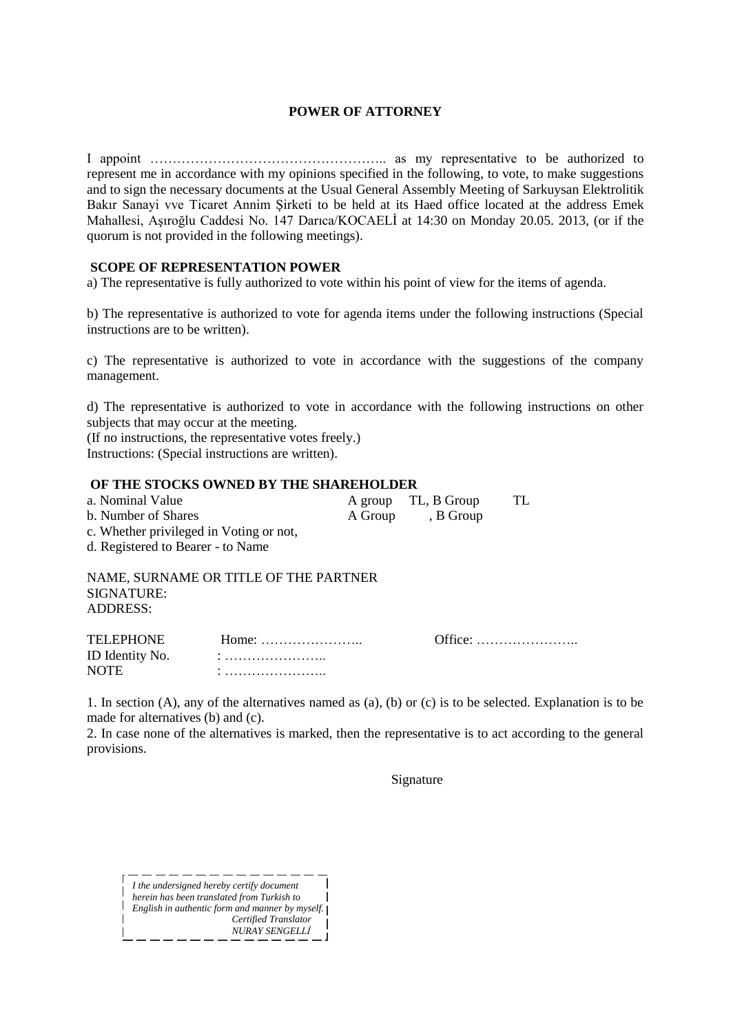# POWER OF ATTORNEY

I appoint …………………………………………….. as my representative to be authorized to represent me in accordance with my opinions specified in the following, to vote, to make suggestions and to sign the necessary documents at the Usual General Assembly Meeting of Sarkuysan Elektrolitik Bakır Sanayi vve Ticaret Annim Şirketi to be held at its Haed office located at the address Emek Mahallesi, Aşıroğlu Caddesi No. 147 Darıca/KOCAELİ at 14:30 on Monday 20.05. 2013, (or if the quorum is not provided in the following meetings).

**SCOPE OF REPRESENTATION POWER**

a) The representative is fully authorized to vote within his point of view for the items of agenda.

b) The representative is authorized to vote for agenda items under the following instructions (Special instructions are to be written).

c) The representative is authorized to vote in accordance with the suggestions of the company management.

d) The representative is authorized to vote in accordance with the following instructions on other subjects that may occur at the meeting.
(If no instructions, the representative votes freely.)
Instructions: (Special instructions are written).

**OF THE STOCKS OWNED BY THE SHAREHOLDER**

| | |
|---|---|
| a. Nominal Value | A group TL, B Group TL |
| b. Number of Shares | A Group , B Group |
| c. Whether privileged in Voting or not, | |
| d. Registered to Bearer - to Name | |

NAME, SURNAME OR TITLE OF THE PARTNER
SIGNATURE:
ADDRESS:

| | | |
|---|---|---|
| TELEPHONE | Home: ………………….. | Office: ………………….. |
| ID Identity No. | : ………………….. | |
| NOTE | : ………………….. | |

1. In section (A), any of the alternatives named as (a), (b) or (c) is to be selected. Explanation is to be made for alternatives (b) and (c).
2. In case none of the alternatives is marked, then the representative is to act according to the general provisions.

Signature

*I the undersigned hereby certify document herein has been translated from Turkish to English in authentic form and manner by myself.*
*Certified Translator*
*NURAY SENGELLİ*